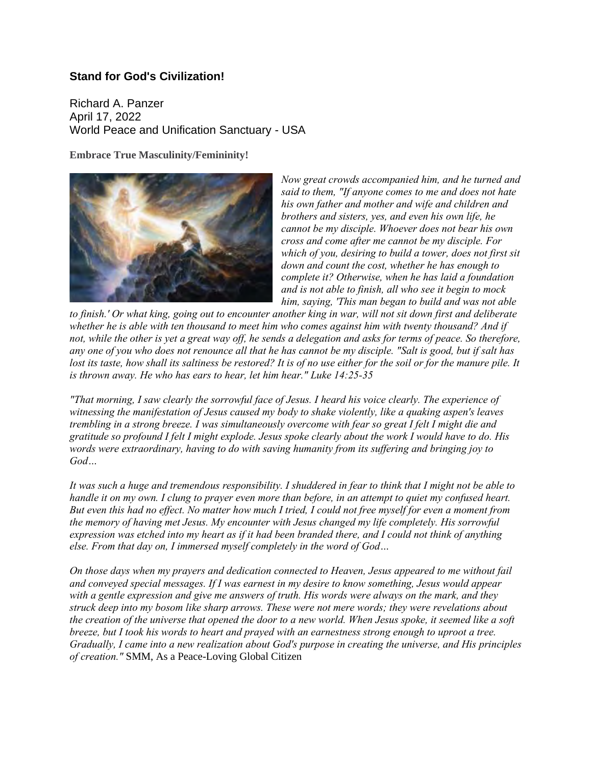## Stand for God's Civilization!

Richard A. Panzer
April 17, 2022
World Peace and Unification Sanctuary - USA

**Embrace True Masculinity/Femininity!**

*Now great crowds accompanied him, and he turned and said to them, "If anyone comes to me and does not hate his own father and mother and wife and children and brothers and sisters, yes, and even his own life, he cannot be my disciple. Whoever does not bear his own cross and come after me cannot be my disciple. For which of you, desiring to build a tower, does not first sit down and count the cost, whether he has enough to complete it? Otherwise, when he has laid a foundation and is not able to finish, all who see it begin to mock him, saying, 'This man began to build and was not able to finish.' Or what king, going out to encounter another king in war, will not sit down first and deliberate whether he is able with ten thousand to meet him who comes against him with twenty thousand? And if not, while the other is yet a great way off, he sends a delegation and asks for terms of peace. So therefore, any one of you who does not renounce all that he has cannot be my disciple. "Salt is good, but if salt has lost its taste, how shall its saltiness be restored? It is of no use either for the soil or for the manure pile. It is thrown away. He who has ears to hear, let him hear." Luke 14:25-35*

*"That morning, I saw clearly the sorrowful face of Jesus. I heard his voice clearly. The experience of witnessing the manifestation of Jesus caused my body to shake violently, like a quaking aspen's leaves trembling in a strong breeze. I was simultaneously overcome with fear so great I felt I might die and gratitude so profound I felt I might explode. Jesus spoke clearly about the work I would have to do. His words were extraordinary, having to do with saving humanity from its suffering and bringing joy to God…*

*It was such a huge and tremendous responsibility. I shuddered in fear to think that I might not be able to handle it on my own. I clung to prayer even more than before, in an attempt to quiet my confused heart. But even this had no effect. No matter how much I tried, I could not free myself for even a moment from the memory of having met Jesus. My encounter with Jesus changed my life completely. His sorrowful expression was etched into my heart as if it had been branded there, and I could not think of anything else. From that day on, I immersed myself completely in the word of God…*

*On those days when my prayers and dedication connected to Heaven, Jesus appeared to me without fail and conveyed special messages. If I was earnest in my desire to know something, Jesus would appear with a gentle expression and give me answers of truth. His words were always on the mark, and they struck deep into my bosom like sharp arrows. These were not mere words; they were revelations about the creation of the universe that opened the door to a new world. When Jesus spoke, it seemed like a soft breeze, but I took his words to heart and prayed with an earnestness strong enough to uproot a tree. Gradually, I came into a new realization about God's purpose in creating the universe, and His principles of creation."* SMM, As a Peace-Loving Global Citizen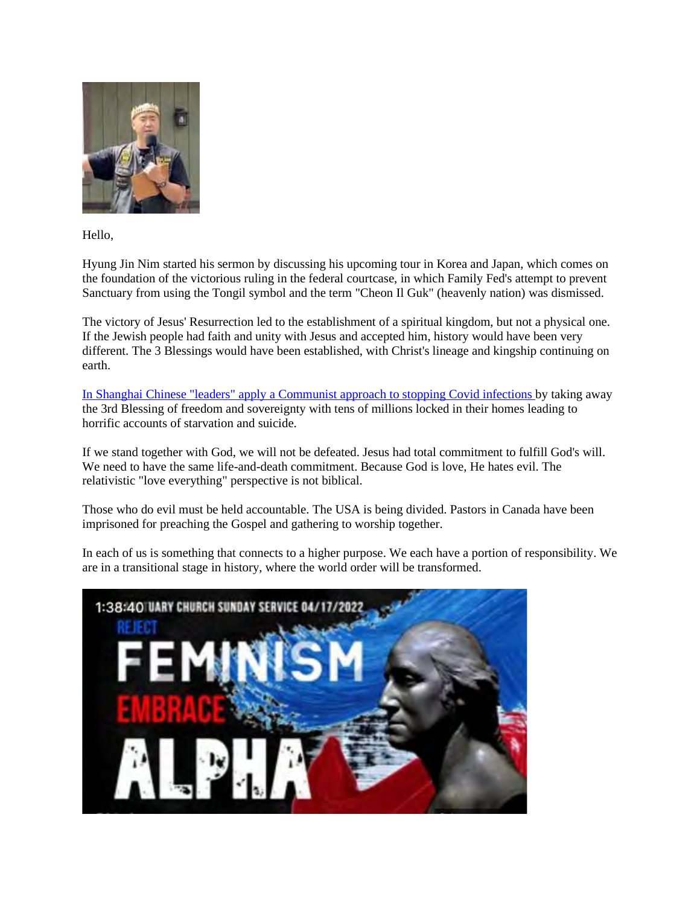Hello,

Hyung Jin Nim started his sermon by discussing his upcoming tour in Korea and Japan, which comes on the foundation of the victorious ruling in the federal courtcase, in which Family Fed's attempt to prevent Sanctuary from using the Tongil symbol and the term "Cheon Il Guk" (heavenly nation) was dismissed.

The victory of Jesus' Resurrection led to the establishment of a spiritual kingdom, but not a physical one. If the Jewish people had faith and unity with Jesus and accepted him, history would have been very different. The 3 Blessings would have been established, with Christ's lineage and kingship continuing on earth.

In Shanghai Chinese "leaders" apply a Communist approach to stopping Covid infections by taking away the 3rd Blessing of freedom and sovereignty with tens of millions locked in their homes leading to horrific accounts of starvation and suicide.

If we stand together with God, we will not be defeated. Jesus had total commitment to fulfill God's will. We need to have the same life-and-death commitment. Because God is love, He hates evil. The relativistic "love everything" perspective is not biblical.

Those who do evil must be held accountable. The USA is being divided. Pastors in Canada have been imprisoned for preaching the Gospel and gathering to worship together.

In each of us is something that connects to a higher purpose. We each have a portion of responsibility. We are in a transitional stage in history, where the world order will be transformed.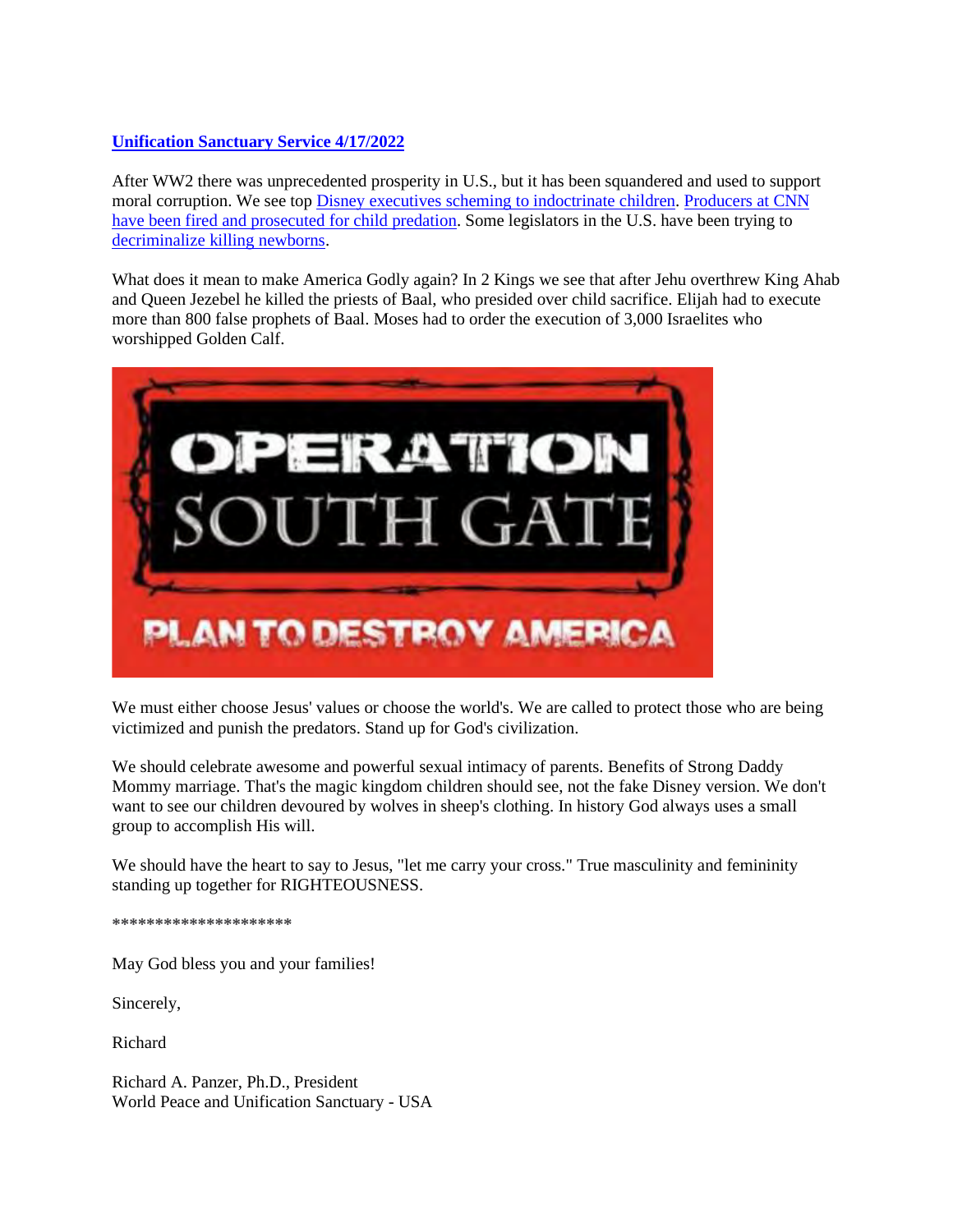**Unification Sanctuary Service 4/17/2022**

After WW2 there was unprecedented prosperity in U.S., but it has been squandered and used to support moral corruption. We see top Disney executives scheming to indoctrinate children. Producers at CNN have been fired and prosecuted for child predation. Some legislators in the U.S. have been trying to decriminalize killing newborns.

What does it mean to make America Godly again? In 2 Kings we see that after Jehu overthrew King Ahab and Queen Jezebel he killed the priests of Baal, who presided over child sacrifice. Elijah had to execute more than 800 false prophets of Baal. Moses had to order the execution of 3,000 Israelites who worshipped Golden Calf.

OPERATION SOUTH GATE

PLAN TO DESTROY AMERICA

We must either choose Jesus' values or choose the world's. We are called to protect those who are being victimized and punish the predators. Stand up for God's civilization.

We should celebrate awesome and powerful sexual intimacy of parents. Benefits of Strong Daddy Mommy marriage. That's the magic kingdom children should see, not the fake Disney version. We don't want to see our children devoured by wolves in sheep's clothing. In history God always uses a small group to accomplish His will.

We should have the heart to say to Jesus, "let me carry your cross." True masculinity and femininity standing up together for RIGHTEOUSNESS.

*********************

May God bless you and your families!

Sincerely,

Richard

Richard A. Panzer, Ph.D., President
World Peace and Unification Sanctuary - USA